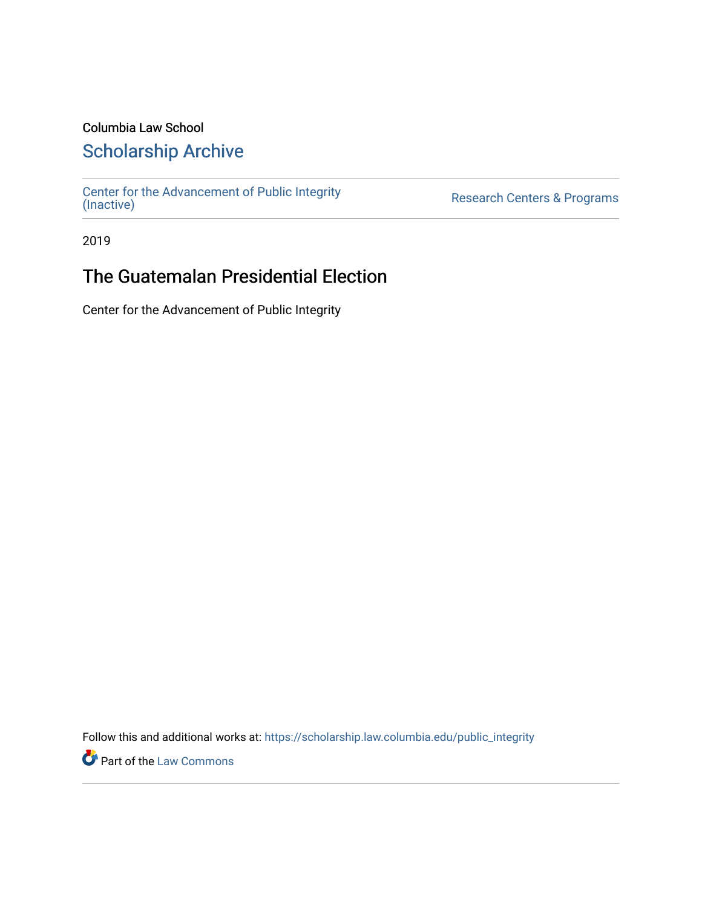Columbia Law School

# Scholarship Archive

Center for the Advancement of Public Integrity (Inactive)

Research Centers & Programs

2019

## The Guatemalan Presidential Election

Center for the Advancement of Public Integrity

Follow this and additional works at: https://scholarship.law.columbia.edu/public_integrity

Part of the Law Commons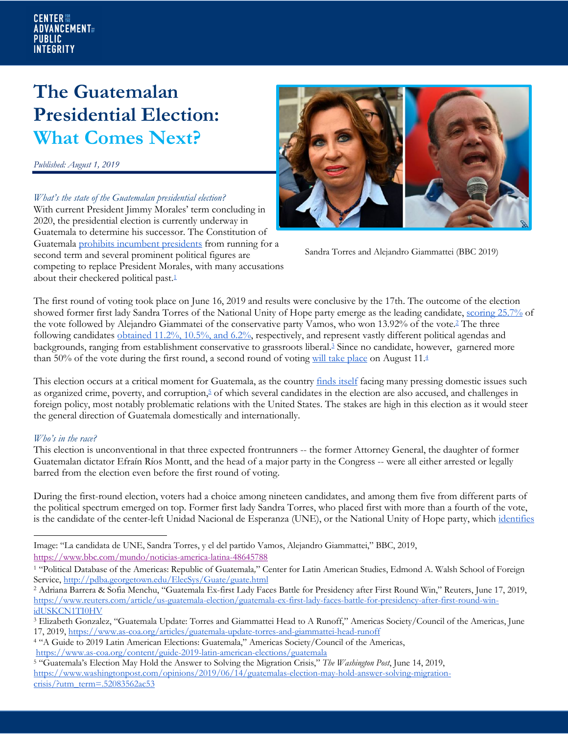# The Guatemalan Presidential Election: What Comes Next?

*Published: August 1, 2019*

Sandra Torres and Alejandro Giammattei (BBC 2019)

*What's the state of the Guatemalan presidential election?*

With current President Jimmy Morales' term concluding in 2020, the presidential election is currently underway in Guatemala to determine his successor. The Constitution of Guatemala prohibits incumbent presidents from running for a second term and several prominent political figures are competing to replace President Morales, with many accusations about their checkered political past.[1]

The first round of voting took place on June 16, 2019 and results were conclusive by the 17th. The outcome of the election showed former first lady Sandra Torres of the National Unity of Hope party emerge as the leading candidate, scoring 25.7% of the vote followed by Alejandro Giammatei of the conservative party Vamos, who won 13.92% of the vote.[2] The three following candidates obtained 11.2%, 10.5%, and 6.2%, respectively, and represent vastly different political agendas and backgrounds, ranging from establishment conservative to grassroots liberal.[3] Since no candidate, however, garnered more than 50% of the vote during the first round, a second round of voting will take place on August 11.[4]

This election occurs at a critical moment for Guatemala, as the country finds itself facing many pressing domestic issues such as organized crime, poverty, and corruption,[5] of which several candidates in the election are also accused, and challenges in foreign policy, most notably problematic relations with the United States. The stakes are high in this election as it would steer the general direction of Guatemala domestically and internationally.

*Who's in the race?*

This election is unconventional in that three expected frontrunners -- the former Attorney General, the daughter of former Guatemalan dictator Efraín Ríos Montt, and the head of a major party in the Congress -- were all either arrested or legally barred from the election even before the first round of voting.

During the first-round election, voters had a choice among nineteen candidates, and among them five from different parts of the political spectrum emerged on top. Former first lady Sandra Torres, who placed first with more than a fourth of the vote, is the candidate of the center-left Unidad Nacional de Esperanza (UNE), or the National Unity of Hope party, which identifies

---

Image: "La candidata de UNE, Sandra Torres, y el del partido Vamos, Alejandro Giammattei," BBC, 2019, https://www.bbc.com/mundo/noticias-america-latina-48645788

[1] "Political Database of the Americas: Republic of Guatemala," Center for Latin American Studies, Edmond A. Walsh School of Foreign Service, http://pdba.georgetown.edu/ElecSys/Guate/guate.html

[2] Adriana Barrera & Sofia Menchu, "Guatemala Ex-first Lady Faces Battle for Presidency after First Round Win," Reuters, June 17, 2019, https://www.reuters.com/article/us-guatemala-election/guatemala-ex-first-lady-faces-battle-for-presidency-after-first-round-win-idUSKCN1TI0HV

[3] Elizabeth Gonzalez, "Guatemala Update: Torres and Giammattei Head to A Runoff," Americas Society/Council of the Americas, June 17, 2019, https://www.as-coa.org/articles/guatemala-update-torres-and-giammattei-head-runoff

[4] "A Guide to 2019 Latin American Elections: Guatemala," Americas Society/Council of the Americas, https://www.as-coa.org/content/guide-2019-latin-american-elections/guatemala

[5] "Guatemala's Election May Hold the Answer to Solving the Migration Crisis," *The Washington Post*, June 14, 2019, https://www.washingtonpost.com/opinions/2019/06/14/guatemalas-election-may-hold-answer-solving-migration-crisis/?utm_term=.52083562ac53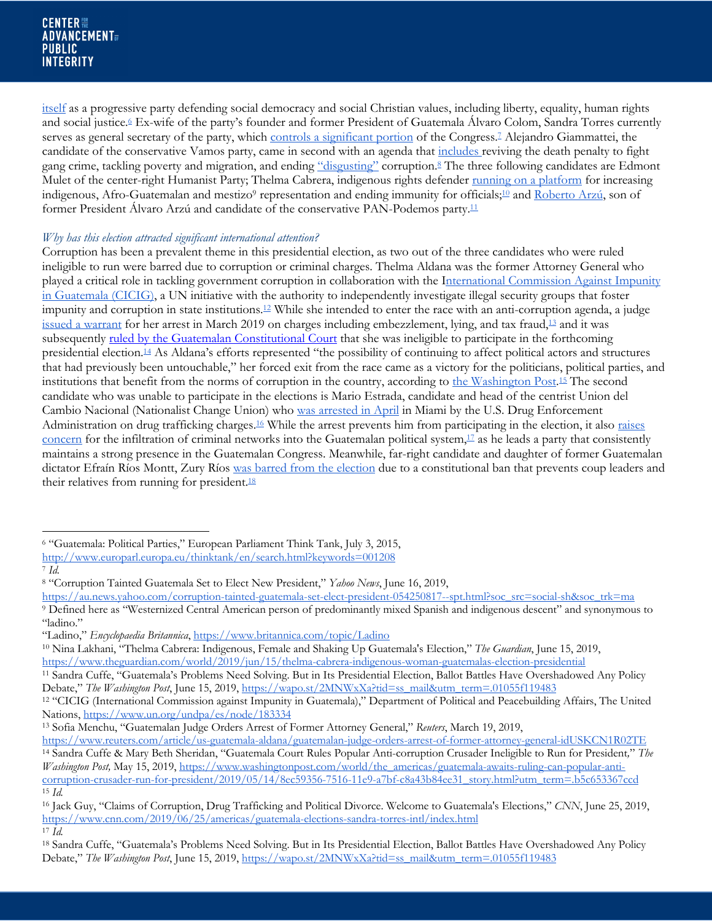itself as a progressive party defending social democracy and social Christian values, including liberty, equality, human rights and social justice.[6] Ex-wife of the party's founder and former President of Guatemala Álvaro Colom, Sandra Torres currently serves as general secretary of the party, which controls a significant portion of the Congress.[7] Alejandro Giammattei, the candidate of the conservative Vamos party, came in second with an agenda that includes reviving the death penalty to fight gang crime, tackling poverty and migration, and ending "disgusting" corruption.[8] The three following candidates are Edmont Mulet of the center-right Humanist Party; Thelma Cabrera, indigenous rights defender running on a platform for increasing indigenous, Afro-Guatemalan and mestizo[9] representation and ending immunity for officials;[10] and Roberto Arzú, son of former President Álvaro Arzú and candidate of the conservative PAN-Podemos party.[11]

*Why has this election attracted significant international attention?*

Corruption has been a prevalent theme in this presidential election, as two out of the three candidates who were ruled ineligible to run were barred due to corruption or criminal charges. Thelma Aldana was the former Attorney General who played a critical role in tackling government corruption in collaboration with the International Commission Against Impunity in Guatemala (CICIG), a UN initiative with the authority to independently investigate illegal security groups that foster impunity and corruption in state institutions.[12] While she intended to enter the race with an anti-corruption agenda, a judge issued a warrant for her arrest in March 2019 on charges including embezzlement, lying, and tax fraud,[13] and it was subsequently ruled by the Guatemalan Constitutional Court that she was ineligible to participate in the forthcoming presidential election.[14] As Aldana's efforts represented "the possibility of continuing to affect political actors and structures that had previously been untouchable," her forced exit from the race came as a victory for the politicians, political parties, and institutions that benefit from the norms of corruption in the country, according to the Washington Post.[15] The second candidate who was unable to participate in the elections is Mario Estrada, candidate and head of the centrist Union del Cambio Nacional (Nationalist Change Union) who was arrested in April in Miami by the U.S. Drug Enforcement Administration on drug trafficking charges.[16] While the arrest prevents him from participating in the election, it also raises concern for the infiltration of criminal networks into the Guatemalan political system,[17] as he leads a party that consistently maintains a strong presence in the Guatemalan Congress. Meanwhile, far-right candidate and daughter of former Guatemalan dictator Efraín Ríos Montt, Zury Ríos was barred from the election due to a constitutional ban that prevents coup leaders and their relatives from running for president.[18]

---

[6] "Guatemala: Political Parties," European Parliament Think Tank, July 3, 2015, http://www.europarl.europa.eu/thinktank/en/search.html?keywords=001208

[7] *Id.*

[8] "Corruption Tainted Guatemala Set to Elect New President," *Yahoo News*, June 16, 2019, https://au.news.yahoo.com/corruption-tainted-guatemala-set-elect-president-054250817--spt.html?soc_src=social-sh&soc_trk=ma

[9] Defined here as "Westernized Central American person of predominantly mixed Spanish and indigenous descent" and synonymous to "ladino."
"Ladino," *Encyclopaedia Britannica*, https://www.britannica.com/topic/Ladino

[10] Nina Lakhani, "Thelma Cabrera: Indigenous, Female and Shaking Up Guatemala's Election," *The Guardian*, June 15, 2019, https://www.theguardian.com/world/2019/jun/15/thelma-cabrera-indigenous-woman-guatemalas-election-presidential

[11] Sandra Cuffe, "Guatemala's Problems Need Solving. But in Its Presidential Election, Ballot Battles Have Overshadowed Any Policy Debate," *The Washington Post*, June 15, 2019, https://wapo.st/2MNWxXa?tid=ss_mail&utm_term=.01055f119483

[12] "CICIG (International Commission against Impunity in Guatemala)," Department of Political and Peacebuilding Affairs, The United Nations, https://www.un.org/undpa/es/node/183334

[13] Sofia Menchu, "Guatemalan Judge Orders Arrest of Former Attorney General," *Reuters*, March 19, 2019, https://www.reuters.com/article/us-guatemala-aldana/guatemalan-judge-orders-arrest-of-former-attorney-general-idUSKCN1R02TE

[14] Sandra Cuffe & Mary Beth Sheridan, "Guatemala Court Rules Popular Anti-corruption Crusader Ineligible to Run for President," *The Washington Post,* May 15, 2019, https://www.washingtonpost.com/world/the_americas/guatemala-awaits-ruling-can-popular-anti-corruption-crusader-run-for-president/2019/05/14/8ec59356-7516-11e9-a7bf-c8a43b84ee31_story.html?utm_term=.b5c653367ccd

[15] *Id.*

[16] Jack Guy, "Claims of Corruption, Drug Trafficking and Political Divorce. Welcome to Guatemala's Elections," *CNN*, June 25, 2019, https://www.cnn.com/2019/06/25/americas/guatemala-elections-sandra-torres-intl/index.html

[17] *Id.*

[18] Sandra Cuffe, "Guatemala's Problems Need Solving. But in Its Presidential Election, Ballot Battles Have Overshadowed Any Policy Debate," *The Washington Post*, June 15, 2019, https://wapo.st/2MNWxXa?tid=ss_mail&utm_term=.01055f119483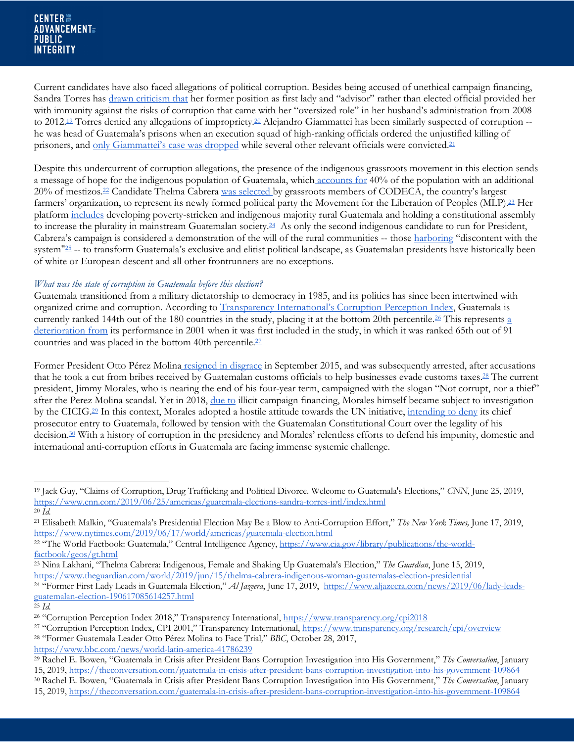Current candidates have also faced allegations of political corruption. Besides being accused of unethical campaign financing, Sandra Torres has drawn criticism that her former position as first lady and "advisor" rather than elected official provided her with immunity against the risks of corruption that came with her "oversized role" in her husband's administration from 2008 to 2012.[19] Torres denied any allegations of impropriety.[20] Alejandro Giammattei has been similarly suspected of corruption -- he was head of Guatemala's prisons when an execution squad of high-ranking officials ordered the unjustified killing of prisoners, and only Giammattei's case was dropped while several other relevant officials were convicted.[21]

Despite this undercurrent of corruption allegations, the presence of the indigenous grassroots movement in this election sends a message of hope for the indigenous population of Guatemala, which accounts for 40% of the population with an additional 20% of mestizos.[22] Candidate Thelma Cabrera was selected by grassroots members of CODECA, the country's largest farmers' organization, to represent its newly formed political party the Movement for the Liberation of Peoples (MLP).[23] Her platform includes developing poverty-stricken and indigenous majority rural Guatemala and holding a constitutional assembly to increase the plurality in mainstream Guatemalan society.[24] As only the second indigenous candidate to run for President, Cabrera's campaign is considered a demonstration of the will of the rural communities -- those harboring "discontent with the system"[25] -- to transform Guatemala's exclusive and elitist political landscape, as Guatemalan presidents have historically been of white or European descent and all other frontrunners are no exceptions.

*What was the state of corruption in Guatemala before this election?*

Guatemala transitioned from a military dictatorship to democracy in 1985, and its politics has since been intertwined with organized crime and corruption. According to Transparency International's Corruption Perception Index, Guatemala is currently ranked 144th out of the 180 countries in the study, placing it at the bottom 20th percentile.[26] This represents a deterioration from its performance in 2001 when it was first included in the study, in which it was ranked 65th out of 91 countries and was placed in the bottom 40th percentile.[27]

Former President Otto Pérez Molina resigned in disgrace in September 2015, and was subsequently arrested, after accusations that he took a cut from bribes received by Guatemalan customs officials to help businesses evade customs taxes.[28] The current president, Jimmy Morales, who is nearing the end of his four-year term, campaigned with the slogan "Not corrupt, nor a thief" after the Perez Molina scandal. Yet in 2018, due to illicit campaign financing, Morales himself became subject to investigation by the CICIG.[29] In this context, Morales adopted a hostile attitude towards the UN initiative, intending to deny its chief prosecutor entry to Guatemala, followed by tension with the Guatemalan Constitutional Court over the legality of his decision.[30] With a history of corruption in the presidency and Morales' relentless efforts to defend his impunity, domestic and international anti-corruption efforts in Guatemala are facing immense systemic challenge.

---

[19] Jack Guy, "Claims of Corruption, Drug Trafficking and Political Divorce. Welcome to Guatemala's Elections," *CNN*, June 25, 2019, https://www.cnn.com/2019/06/25/americas/guatemala-elections-sandra-torres-intl/index.html

[20] *Id.*

[21] Elisabeth Malkin, "Guatemala's Presidential Election May Be a Blow to Anti-Corruption Effort," *The New York Times,* June 17, 2019, https://www.nytimes.com/2019/06/17/world/americas/guatemala-election.html

[22] "The World Factbook: Guatemala," Central Intelligence Agency, https://www.cia.gov/library/publications/the-world-factbook/geos/gt.html

[23] Nina Lakhani, "Thelma Cabrera: Indigenous, Female and Shaking Up Guatemala's Election," *The Guardian*, June 15, 2019, https://www.theguardian.com/world/2019/jun/15/thelma-cabrera-indigenous-woman-guatemalas-election-presidential

[24] "Former First Lady Leads in Guatemala Election," *Al Jazeera*, June 17, 2019, https://www.aljazeera.com/news/2019/06/lady-leads-guatemalan-election-190617085614257.html

[25] *Id.*

[26] "Corruption Perception Index 2018," Transparency International, https://www.transparency.org/cpi2018

[27] "Corruption Perception Index, CPI 2001," Transparency International, https://www.transparency.org/research/cpi/overview

[28] "Former Guatemala Leader Otto Pérez Molina to Face Trial," *BBC*, October 28, 2017, https://www.bbc.com/news/world-latin-america-41786239

[29] Rachel E. Bowen, "Guatemala in Crisis after President Bans Corruption Investigation into His Government," *The Conversation*, January 15, 2019, https://theconversation.com/guatemala-in-crisis-after-president-bans-corruption-investigation-into-his-government-109864

[30] Rachel E. Bowen, "Guatemala in Crisis after President Bans Corruption Investigation into His Government," *The Conversation*, January 15, 2019, https://theconversation.com/guatemala-in-crisis-after-president-bans-corruption-investigation-into-his-government-109864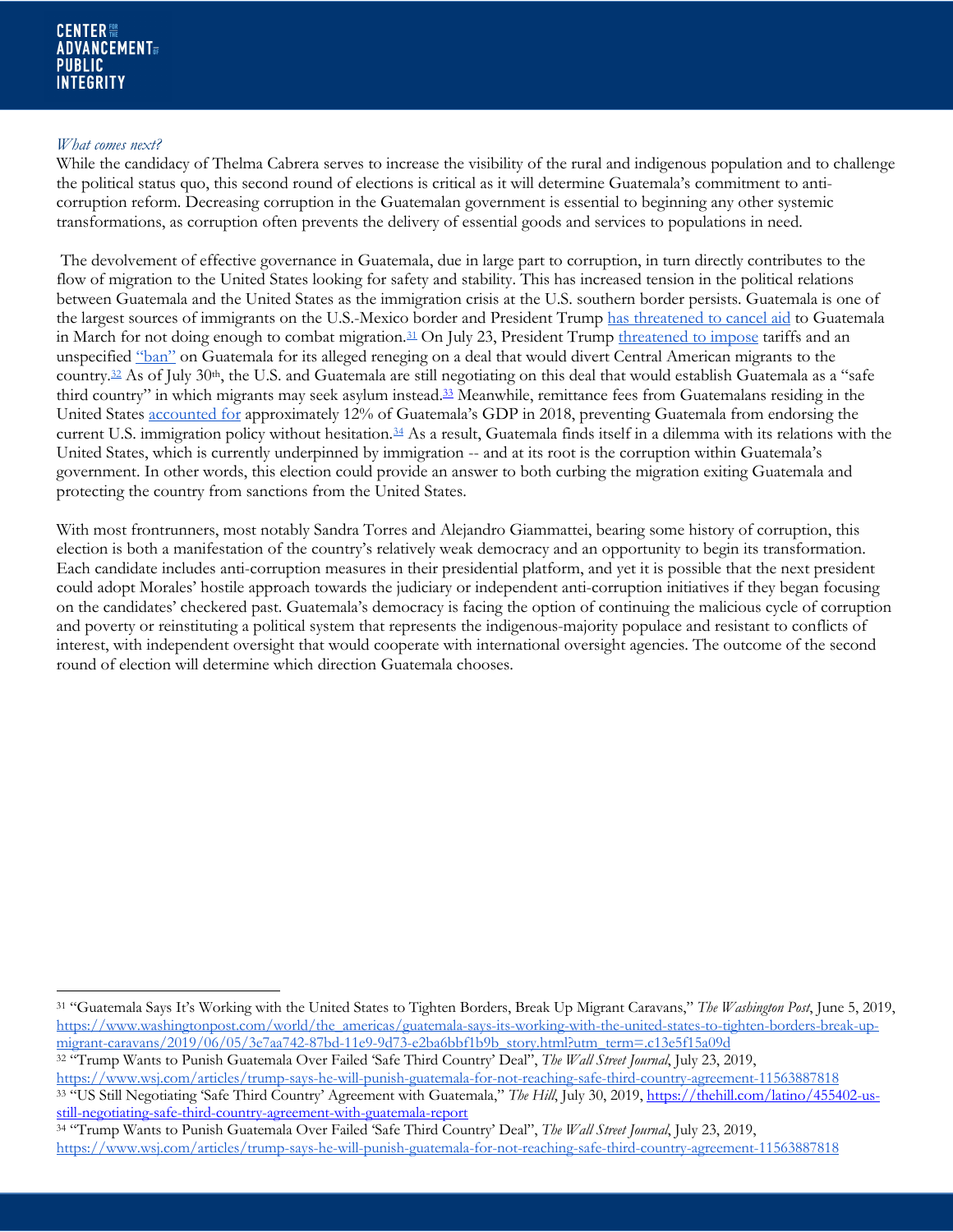*What comes next?*

While the candidacy of Thelma Cabrera serves to increase the visibility of the rural and indigenous population and to challenge the political status quo, this second round of elections is critical as it will determine Guatemala's commitment to anti-corruption reform. Decreasing corruption in the Guatemalan government is essential to beginning any other systemic transformations, as corruption often prevents the delivery of essential goods and services to populations in need.

The devolvement of effective governance in Guatemala, due in large part to corruption, in turn directly contributes to the flow of migration to the United States looking for safety and stability. This has increased tension in the political relations between Guatemala and the United States as the immigration crisis at the U.S. southern border persists. Guatemala is one of the largest sources of immigrants on the U.S.-Mexico border and President Trump has threatened to cancel aid to Guatemala in March for not doing enough to combat migration.[31] On July 23, President Trump threatened to impose tariffs and an unspecified "ban" on Guatemala for its alleged reneging on a deal that would divert Central American migrants to the country.[32] As of July 30th, the U.S. and Guatemala are still negotiating on this deal that would establish Guatemala as a "safe third country" in which migrants may seek asylum instead.[33] Meanwhile, remittance fees from Guatemalans residing in the United States accounted for approximately 12% of Guatemala's GDP in 2018, preventing Guatemala from endorsing the current U.S. immigration policy without hesitation.[34] As a result, Guatemala finds itself in a dilemma with its relations with the United States, which is currently underpinned by immigration -- and at its root is the corruption within Guatemala's government. In other words, this election could provide an answer to both curbing the migration exiting Guatemala and protecting the country from sanctions from the United States.

With most frontrunners, most notably Sandra Torres and Alejandro Giammattei, bearing some history of corruption, this election is both a manifestation of the country's relatively weak democracy and an opportunity to begin its transformation. Each candidate includes anti-corruption measures in their presidential platform, and yet it is possible that the next president could adopt Morales' hostile approach towards the judiciary or independent anti-corruption initiatives if they began focusing on the candidates' checkered past. Guatemala's democracy is facing the option of continuing the malicious cycle of corruption and poverty or reinstituting a political system that represents the indigenous-majority populace and resistant to conflicts of interest, with independent oversight that would cooperate with international oversight agencies. The outcome of the second round of election will determine which direction Guatemala chooses.

---

[31] "Guatemala Says It's Working with the United States to Tighten Borders, Break Up Migrant Caravans," *The Washington Post*, June 5, 2019, https://www.washingtonpost.com/world/the_americas/guatemala-says-its-working-with-the-united-states-to-tighten-borders-break-up-migrant-caravans/2019/06/05/3e7aa742-87bd-11e9-9d73-e2ba6bbf1b9b_story.html?utm_term=.c13e5f15a09d

[32] "Trump Wants to Punish Guatemala Over Failed 'Safe Third Country' Deal", *The Wall Street Journal*, July 23, 2019, https://www.wsj.com/articles/trump-says-he-will-punish-guatemala-for-not-reaching-safe-third-country-agreement-11563887818

[33] "US Still Negotiating 'Safe Third Country' Agreement with Guatemala," *The Hill*, July 30, 2019, https://thehill.com/latino/455402-us-still-negotiating-safe-third-country-agreement-with-guatemala-report

[34] "Trump Wants to Punish Guatemala Over Failed 'Safe Third Country' Deal", *The Wall Street Journal*, July 23, 2019, https://www.wsj.com/articles/trump-says-he-will-punish-guatemala-for-not-reaching-safe-third-country-agreement-11563887818